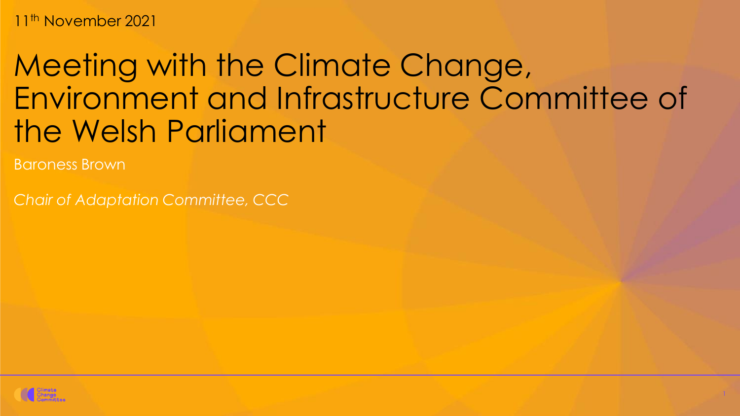11th November 2021

# Meeting with the Climate Change, Environment and Infrastructure Committee of the Welsh Parliament

Baroness Brown

*Chair of Adaptation Committee, CCC*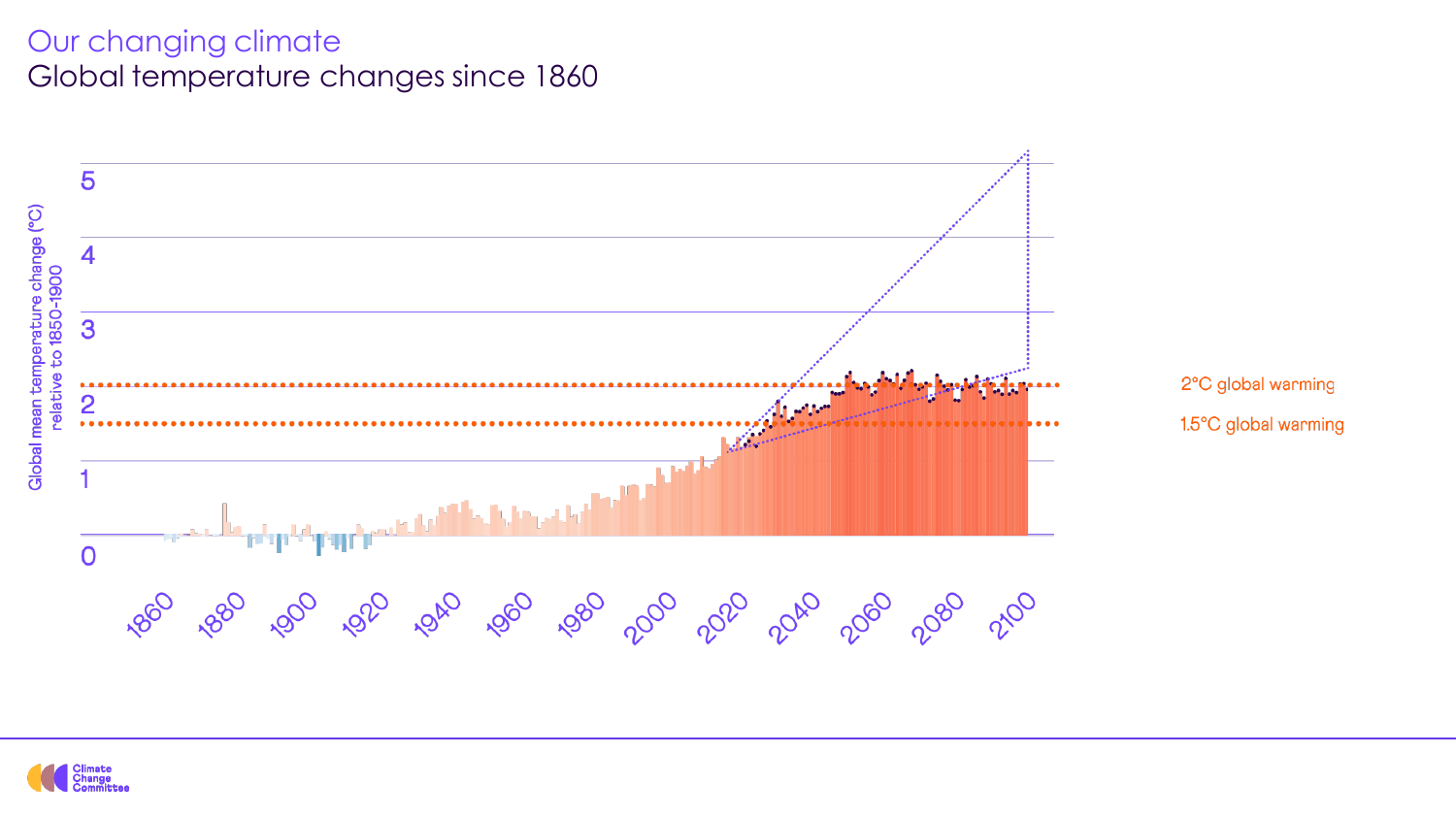Our changing climate

# Global temperature changes since 1860

Global mean temperature change (°C) relative to 1850-1900

5

4

3

2

1

0

1860 1880 1900 1920 1940 1960 1980 2000 2020 2040 2060 2080 2100

2°C global warming

1.5°C global warming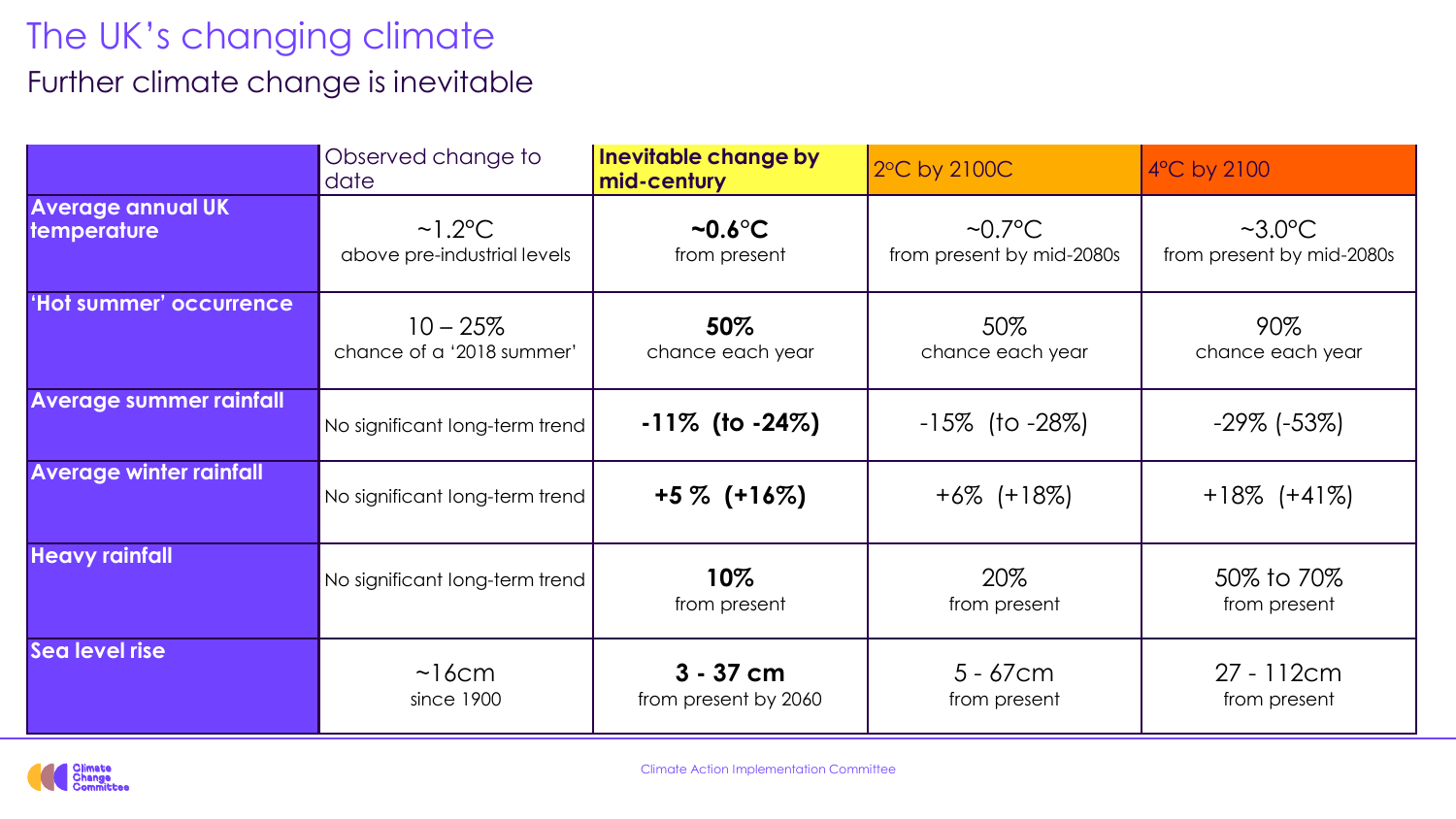# The UK's changing climate

## Further climate change is inevitable

| | Observed change to date | **Inevitable change by mid-century** | 2°C by 2100C | 4°C by 2100 |
|---|---|---|---|---|
| **Average annual UK temperature** | ~1.2°C above pre-industrial levels | **~0.6°C** from present | ~0.7°C from present by mid-2080s | ~3.0°C from present by mid-2080s |
| **'Hot summer' occurrence** | 10 – 25% chance of a '2018 summer' | **50%** chance each year | 50% chance each year | 90% chance each year |
| **Average summer rainfall** | No significant long-term trend | **-11% (to -24%)** | -15% (to -28%) | -29% (-53%) |
| **Average winter rainfall** | No significant long-term trend | **+5 % (+16%)** | +6% (+18%) | +18% (+41%) |
| **Heavy rainfall** | No significant long-term trend | **10%** from present | 20% from present | 50% to 70% from present |
| **Sea level rise** | ~16cm since 1900 | **3 - 37 cm** from present by 2060 | 5 - 67cm from present | 27 - 112cm from present |

Climate Action Implementation Committee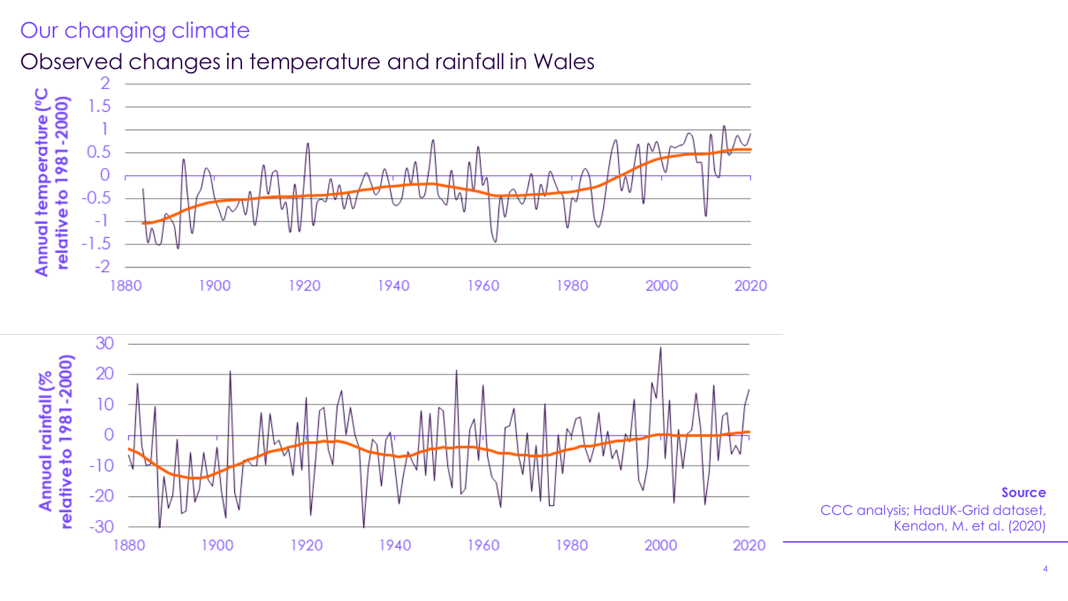# Our changing climate

## Observed changes in temperature and rainfall in Wales

**Source**

CCC analysis; HadUK-Grid dataset, Kendon, M. et al. (2020)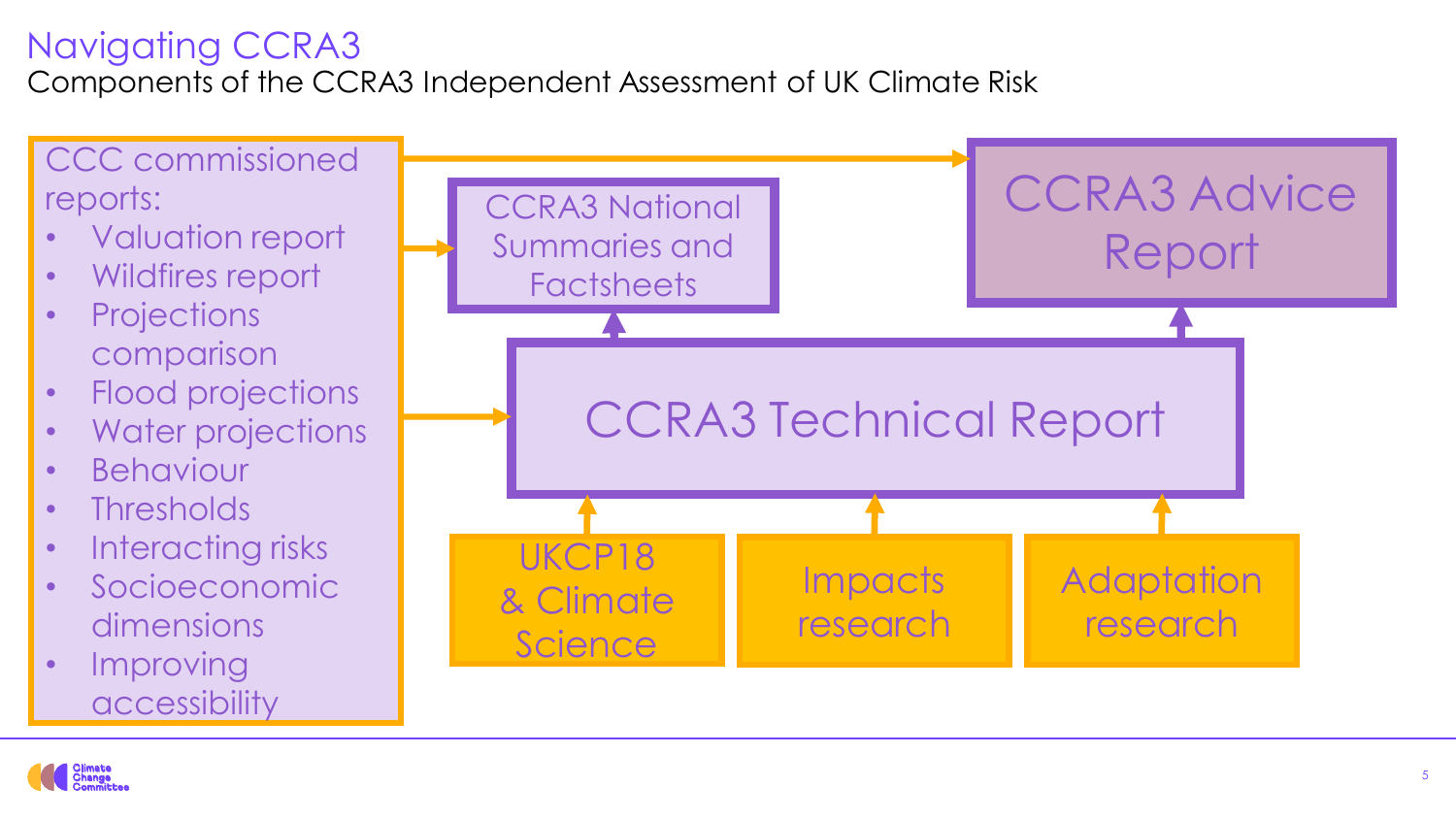# Navigating CCRA3

Components of the CCRA3 Independent Assessment of UK Climate Risk

CCC commissioned reports:

- Valuation report
- Wildfires report
- Projections comparison
- Flood projections
- Water projections
- Behaviour
- Thresholds
- Interacting risks
- Socioeconomic dimensions
- Improving accessibility

CCRA3 National Summaries and Factsheets

CCRA3 Advice Report

CCRA3 Technical Report

UKCP18 & Climate Science

Impacts research

Adaptation research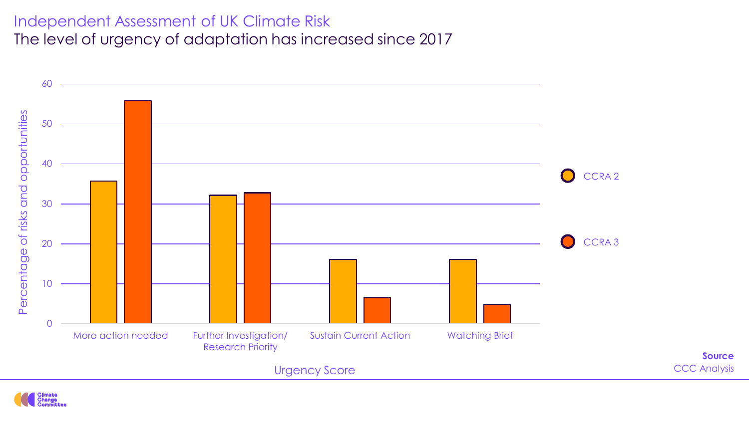# Independent Assessment of UK Climate Risk

## The level of urgency of adaptation has increased since 2017

Percentage of risks and opportunities

| Urgency Score | CCRA 2 | CCRA 3 |
|---|---|---|
| More action needed | 36 | 56 |
| Further Investigation/ Research Priority | 32 | 33 |
| Sustain Current Action | 16 | 6.5 |
| Watching Brief | 16 | 5 |

**Source**
CCC Analysis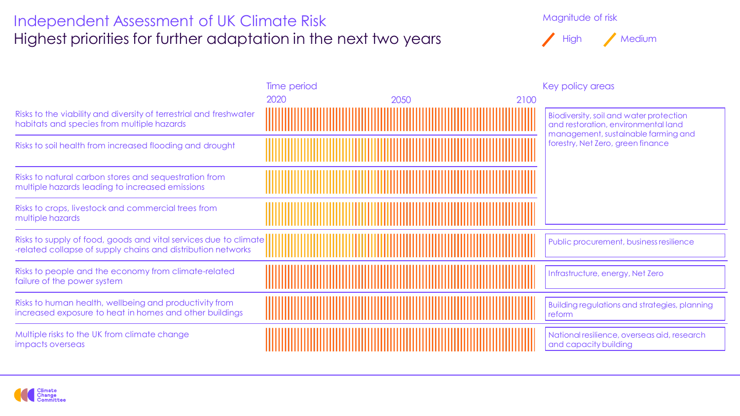# Independent Assessment of UK Climate Risk

## Highest priorities for further adaptation in the next two years

Magnitude of risk: High / Medium

| Risk | Time period (2020 – 2050 – 2100) | Key policy areas |
|---|---|---|
| Risks to the viability and diversity of terrestrial and freshwater habitats and species from multiple hazards | High | Biodiversity, soil and water protection and restoration, environmental land management, sustainable farming and forestry, Net Zero, green finance |
| Risks to soil health from increased flooding and drought | Medium, becoming High | |
| Risks to natural carbon stores and sequestration from multiple hazards leading to increased emissions | Medium, becoming High | |
| Risks to crops, livestock and commercial trees from multiple hazards | Medium, becoming High | |
| Risks to supply of food, goods and vital services due to climate-related collapse of supply chains and distribution networks | Medium, becoming High | Public procurement, business resilience |
| Risks to people and the economy from climate-related failure of the power system | High | Infrastructure, energy, Net Zero |
| Risks to human health, wellbeing and productivity from increased exposure to heat in homes and other buildings | High | Building regulations and strategies, planning reform |
| Multiple risks to the UK from climate change impacts overseas | High | National resilience, overseas aid, research and capacity building |

Climate Change Committee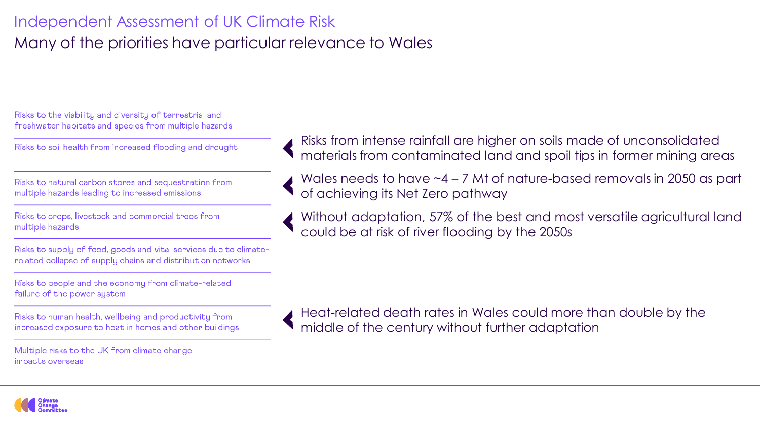# Independent Assessment of UK Climate Risk

## Many of the priorities have particular relevance to Wales

| Priority risk | Relevance to Wales |
| --- | --- |
| Risks to the viability and diversity of terrestrial and freshwater habitats and species from multiple hazards | |
| Risks to soil health from increased flooding and drought | Risks from intense rainfall are higher on soils made of unconsolidated materials from contaminated land and spoil tips in former mining areas |
| Risks to natural carbon stores and sequestration from multiple hazards leading to increased emissions | Wales needs to have ~4 – 7 Mt of nature-based removals in 2050 as part of achieving its Net Zero pathway |
| Risks to crops, livestock and commercial trees from multiple hazards | Without adaptation, 57% of the best and most versatile agricultural land could be at risk of river flooding by the 2050s |
| Risks to supply of food, goods and vital services due to climate-related collapse of supply chains and distribution networks | |
| Risks to people and the economy from climate-related failure of the power system | |
| Risks to human health, wellbeing and productivity from increased exposure to heat in homes and other buildings | Heat-related death rates in Wales could more than double by the middle of the century without further adaptation |
| Multiple risks to the UK from climate change impacts overseas | |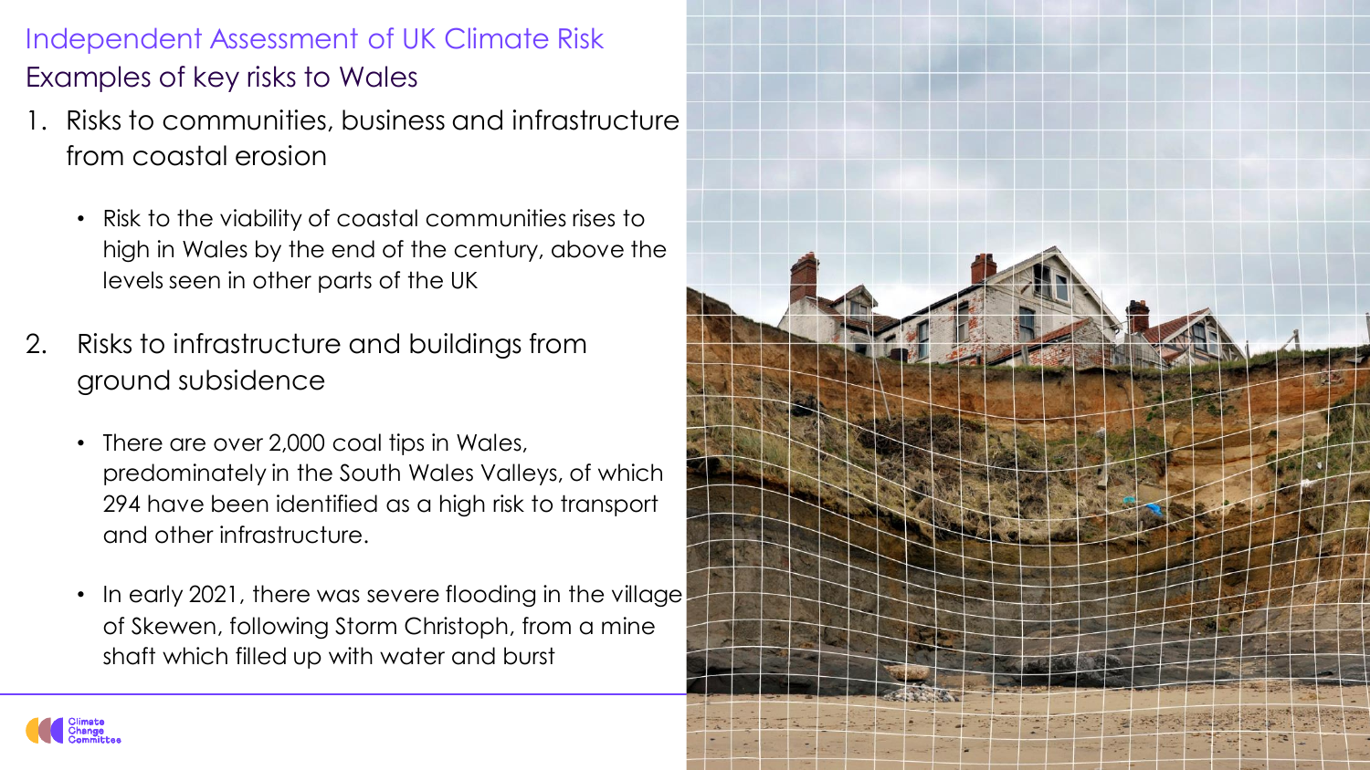# Independent Assessment of UK Climate Risk

## Examples of key risks to Wales

1. Risks to communities, business and infrastructure from coastal erosion

   - Risk to the viability of coastal communities rises to high in Wales by the end of the century, above the levels seen in other parts of the UK

2. Risks to infrastructure and buildings from ground subsidence

   - There are over 2,000 coal tips in Wales, predominately in the South Wales Valleys, of which 294 have been identified as a high risk to transport and other infrastructure.

   - In early 2021, there was severe flooding in the village of Skewen, following Storm Christoph, from a mine shaft which filled up with water and burst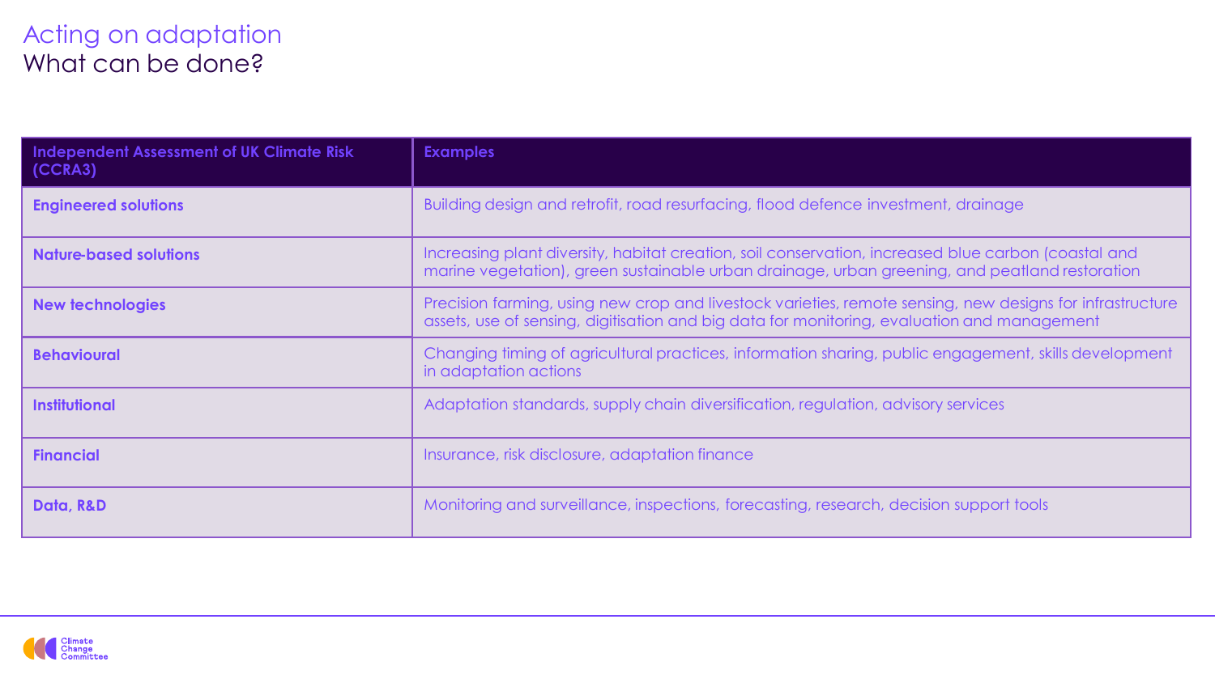# Acting on adaptation
## What can be done?

| Independent Assessment of UK Climate Risk (CCRA3) | Examples |
|---|---|
| **Engineered solutions** | Building design and retrofit, road resurfacing, flood defence investment, drainage |
| **Nature-based solutions** | Increasing plant diversity, habitat creation, soil conservation, increased blue carbon (coastal and marine vegetation), green sustainable urban drainage, urban greening, and peatland restoration |
| **New technologies** | Precision farming, using new crop and livestock varieties, remote sensing, new designs for infrastructure assets, use of sensing, digitisation and big data for monitoring, evaluation and management |
| **Behavioural** | Changing timing of agricultural practices, information sharing, public engagement, skills development in adaptation actions |
| **Institutional** | Adaptation standards, supply chain diversification, regulation, advisory services |
| **Financial** | Insurance, risk disclosure, adaptation finance |
| **Data, R&D** | Monitoring and surveillance, inspections, forecasting, research, decision support tools |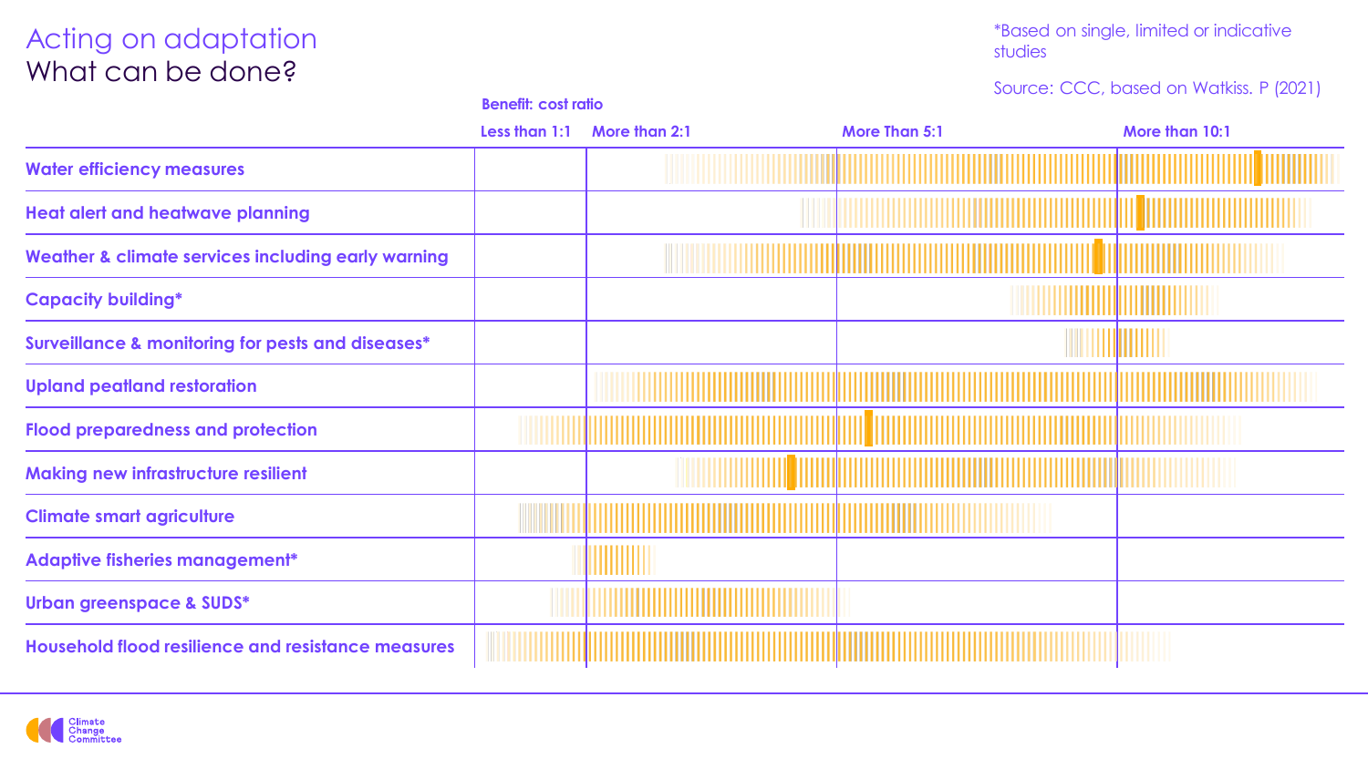# Acting on adaptation

## What can be done?

*Based on single, limited or indicative studies

Source: CCC, based on Watkiss. P (2021)

**Benefit: cost ratio**

| | Less than 1:1 | More than 2:1 | More Than 5:1 | More than 10:1 |
|---|---|---|---|---|
| **Water efficiency measures** | | | | |
| **Heat alert and heatwave planning** | | | | |
| **Weather & climate services including early warning** | | | | |
| **Capacity building*** | | | | |
| **Surveillance & monitoring for pests and diseases*** | | | | |
| **Upland peatland restoration** | | | | |
| **Flood preparedness and protection** | | | | |
| **Making new infrastructure resilient** | | | | |
| **Climate smart agriculture** | | | | |
| **Adaptive fisheries management*** | | | | |
| **Urban greenspace & SUDS*** | | | | |
| **Household flood resilience and resistance measures** | | | | |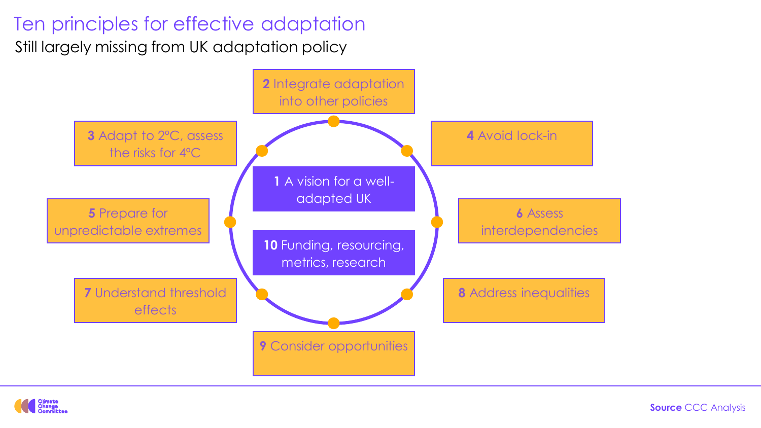# Ten principles for effective adaptation

Still largely missing from UK adaptation policy

- **1** A vision for a well-adapted UK
- **2** Integrate adaptation into other policies
- **3** Adapt to 2°C, assess the risks for 4°C
- **4** Avoid lock-in
- **5** Prepare for unpredictable extremes
- **6** Assess interdependencies
- **7** Understand threshold effects
- **8** Address inequalities
- **9** Consider opportunities
- **10** Funding, resourcing, metrics, research

**Source** CCC Analysis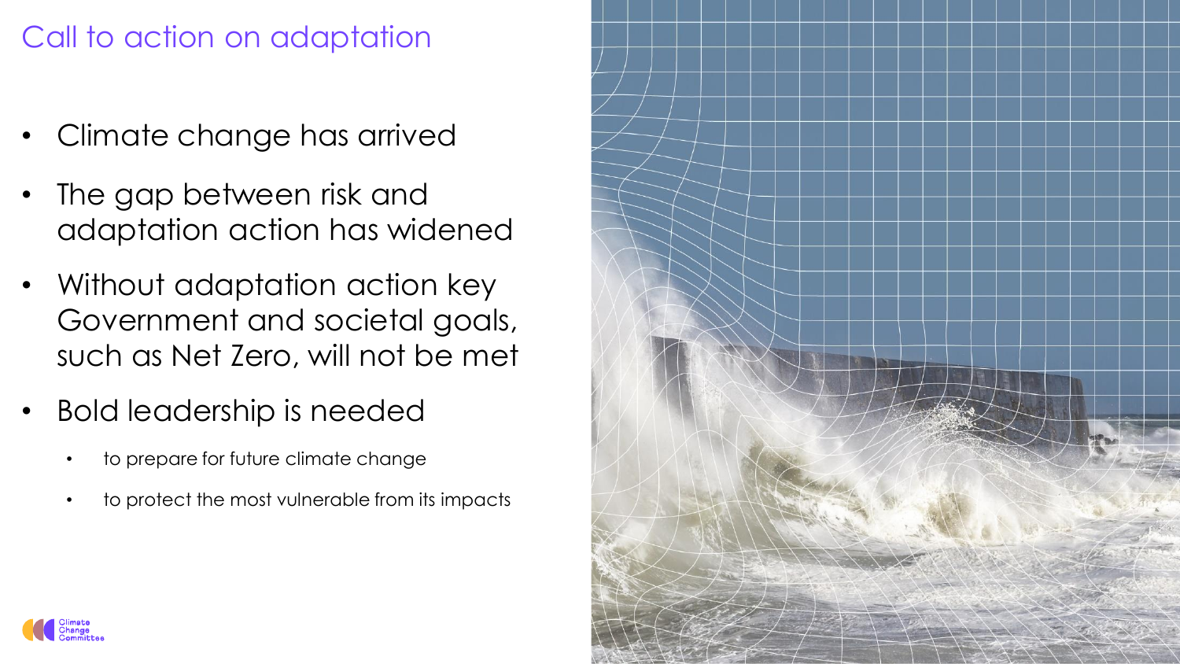# Call to action on adaptation

- Climate change has arrived
- The gap between risk and adaptation action has widened
- Without adaptation action key Government and societal goals, such as Net Zero, will not be met
- Bold leadership is needed
  - to prepare for future climate change
  - to protect the most vulnerable from its impacts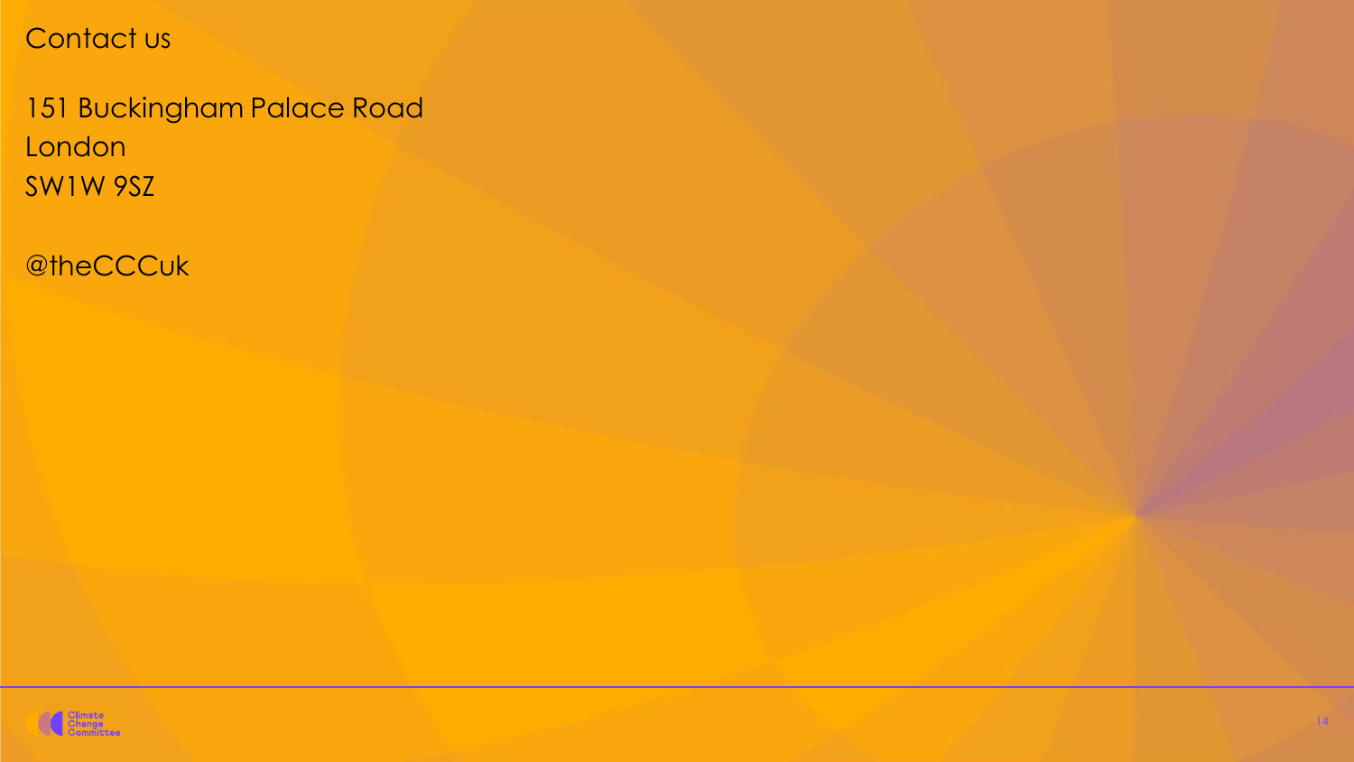Contact us

151 Buckingham Palace Road
London
SW1W 9SZ

@theCCCuk